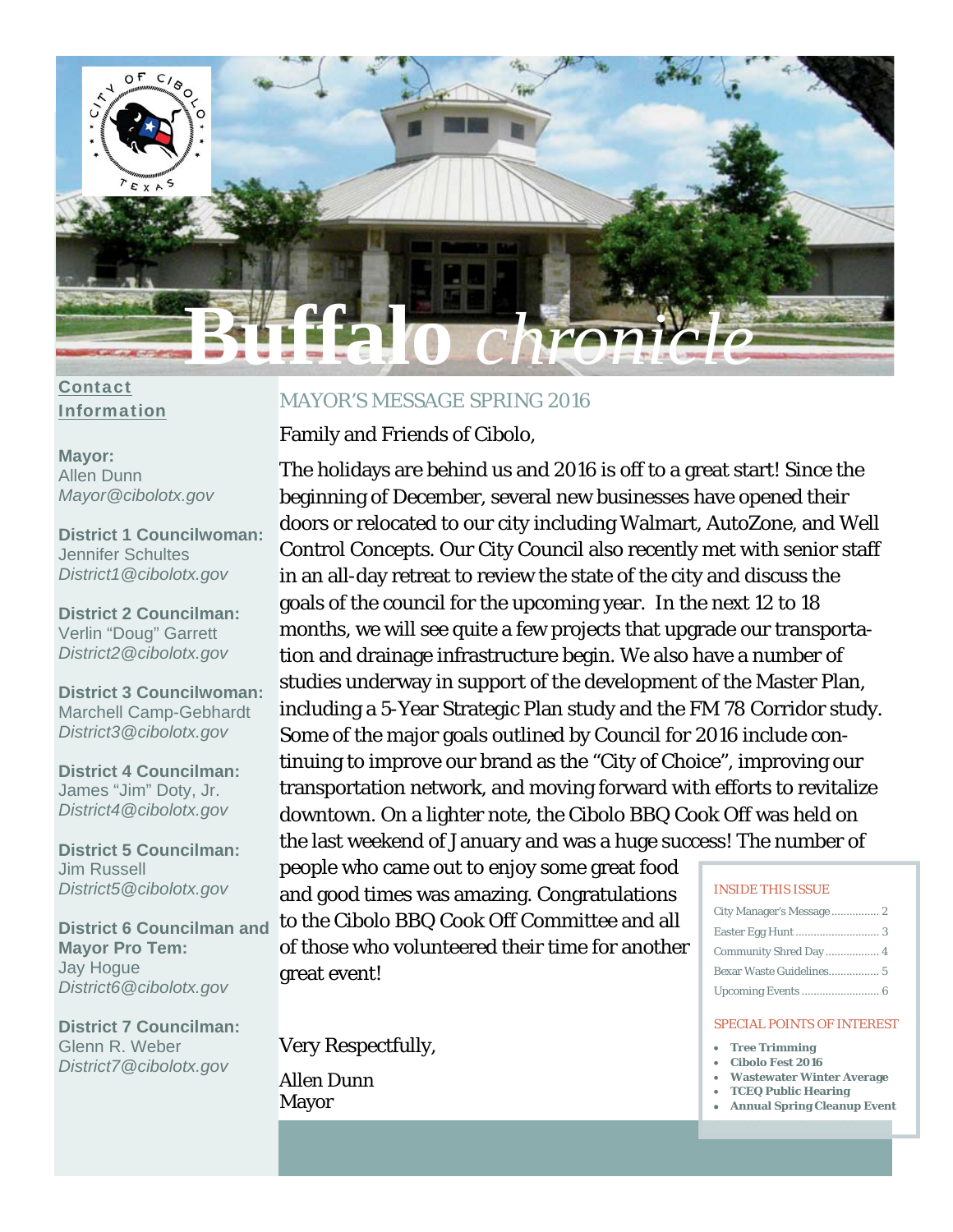# Buffalo *chronicle*

**Contact Information**

**Mayor:**
Allen Dunn
*Mayor@cibolotx.gov*

**District 1 Councilwoman:**
Jennifer Schultes
*District1@cibolotx.gov*

**District 2 Councilman:**
Verlin “Doug” Garrett
*District2@cibolotx.gov*

**District 3 Councilwoman:**
Marchell Camp-Gebhardt
*District3@cibolotx.gov*

**District 4 Councilman:**
James “Jim” Doty, Jr.
*District4@cibolotx.gov*

**District 5 Councilman:**
Jim Russell
*District5@cibolotx.gov*

**District 6 Councilman and Mayor Pro Tem:**
Jay Hogue
*District6@cibolotx.gov*

**District 7 Councilman:**
Glenn R. Weber
*District7@cibolotx.gov*

## MAYOR’S MESSAGE SPRING 2016

Family and Friends of Cibolo,

The holidays are behind us and 2016 is off to a great start! Since the beginning of December, several new businesses have opened their doors or relocated to our city including Walmart, AutoZone, and Well Control Concepts. Our City Council also recently met with senior staff in an all-day retreat to review the state of the city and discuss the goals of the council for the upcoming year. In the next 12 to 18 months, we will see quite a few projects that upgrade our transportation and drainage infrastructure begin. We also have a number of studies underway in support of the development of the Master Plan, including a 5-Year Strategic Plan study and the FM 78 Corridor study. Some of the major goals outlined by Council for 2016 include continuing to improve our brand as the “City of Choice”, improving our transportation network, and moving forward with efforts to revitalize downtown. On a lighter note, the Cibolo BBQ Cook Off was held on the last weekend of January and was a huge success! The number of people who came out to enjoy some great food and good times was amazing. Congratulations to the Cibolo BBQ Cook Off Committee and all of those who volunteered their time for another great event!

Very Respectfully,

Allen Dunn
Mayor

### INSIDE THIS ISSUE

- City Manager’s Message ................ 2
- Easter Egg Hunt ............................ 3
- Community Shred Day .................. 4
- Bexar Waste Guidelines................. 5
- Upcoming Events .......................... 6

### SPECIAL POINTS OF INTEREST

- **Tree Trimming**
- **Cibolo Fest 2016**
- **Wastewater Winter Average**
- **TCEQ Public Hearing**
- **Annual Spring Cleanup Event**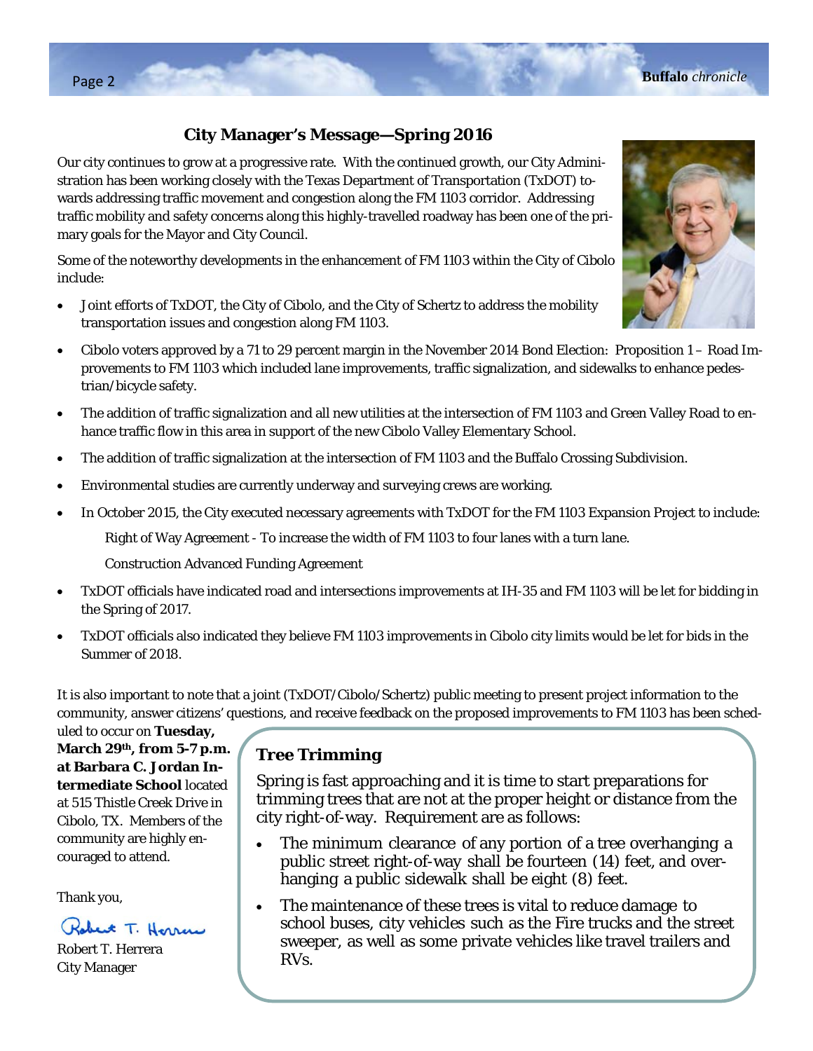## City Manager's Message—Spring 2016

Our city continues to grow at a progressive rate. With the continued growth, our City Administration has been working closely with the Texas Department of Transportation (TxDOT) towards addressing traffic movement and congestion along the FM 1103 corridor. Addressing traffic mobility and safety concerns along this highly-travelled roadway has been one of the primary goals for the Mayor and City Council.

Some of the noteworthy developments in the enhancement of FM 1103 within the City of Cibolo include:

- Joint efforts of TxDOT, the City of Cibolo, and the City of Schertz to address the mobility transportation issues and congestion along FM 1103.
- Cibolo voters approved by a 71 to 29 percent margin in the November 2014 Bond Election: Proposition 1 – Road Improvements to FM 1103 which included lane improvements, traffic signalization, and sidewalks to enhance pedestrian/bicycle safety.
- The addition of traffic signalization and all new utilities at the intersection of FM 1103 and Green Valley Road to enhance traffic flow in this area in support of the new Cibolo Valley Elementary School.
- The addition of traffic signalization at the intersection of FM 1103 and the Buffalo Crossing Subdivision.
- Environmental studies are currently underway and surveying crews are working.
- In October 2015, the City executed necessary agreements with TxDOT for the FM 1103 Expansion Project to include:

  Right of Way Agreement - To increase the width of FM 1103 to four lanes with a turn lane.

  Construction Advanced Funding Agreement
- TxDOT officials have indicated road and intersections improvements at IH-35 and FM 1103 will be let for bidding in the Spring of 2017.
- TxDOT officials also indicated they believe FM 1103 improvements in Cibolo city limits would be let for bids in the Summer of 2018.

It is also important to note that a joint (TxDOT/Cibolo/Schertz) public meeting to present project information to the community, answer citizens' questions, and receive feedback on the proposed improvements to FM 1103 has been scheduled to occur on **Tuesday, March 29th, from 5-7 p.m. at Barbara C. Jordan Intermediate School** located at 515 Thistle Creek Drive in Cibolo, TX. Members of the community are highly encouraged to attend.

Thank you,

Robert T. Herrera
City Manager

### Tree Trimming

Spring is fast approaching and it is time to start preparations for trimming trees that are not at the proper height or distance from the city right-of-way. Requirement are as follows:

- The minimum clearance of any portion of a tree overhanging a public street right-of-way shall be fourteen (14) feet, and overhanging a public sidewalk shall be eight (8) feet.
- The maintenance of these trees is vital to reduce damage to school buses, city vehicles such as the Fire trucks and the street sweeper, as well as some private vehicles like travel trailers and RVs.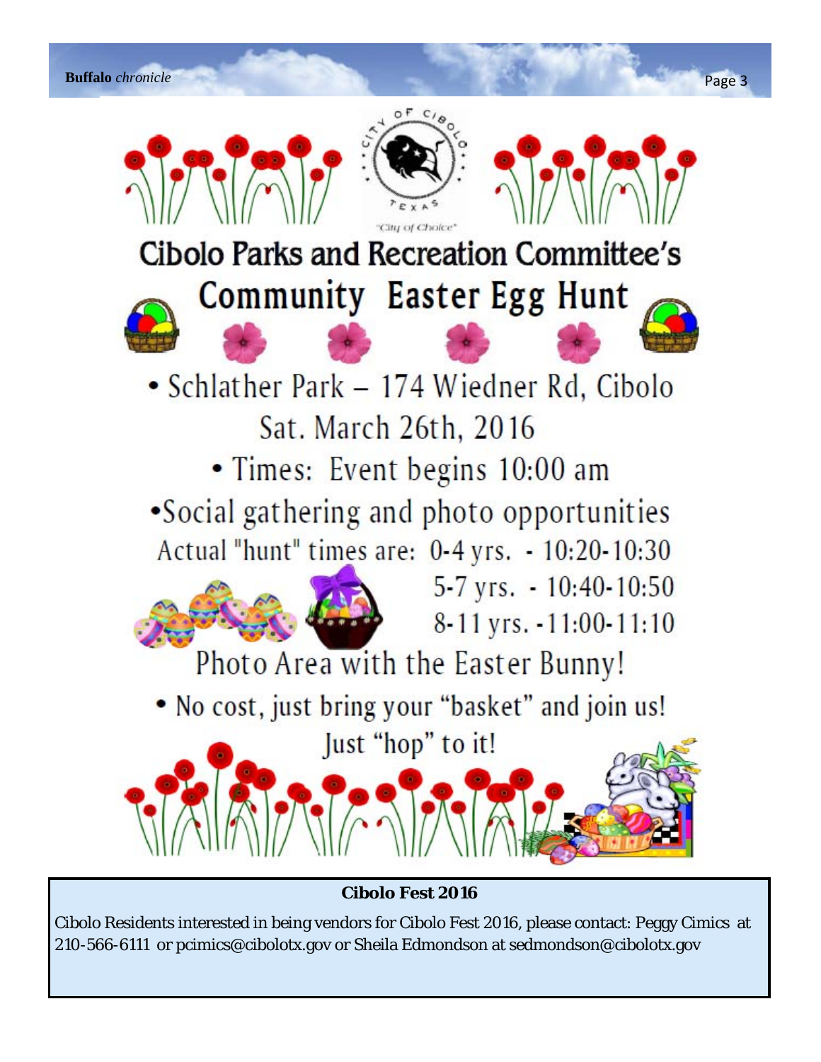CITY OF CIBOLO TEXAS

"City of Choice"

# Cibolo Parks and Recreation Committee's

## Community Easter Egg Hunt

- Schlather Park – 174 Wiedner Rd, Cibolo

Sat. March 26th, 2016

- Times: Event begins 10:00 am
- Social gathering and photo opportunities

Actual "hunt" times are:

- 0-4 yrs. - 10:20-10:30
- 5-7 yrs. - 10:40-10:50
- 8-11 yrs. -11:00-11:10

Photo Area with the Easter Bunny!

- No cost, just bring your "basket" and join us!

Just "hop" to it!

**Cibolo Fest 2016**

Cibolo Residents interested in being vendors for Cibolo Fest 2016, please contact: Peggy Cimics at 210-566-6111 or pcimics@cibolotx.gov or Sheila Edmondson at sedmondson@cibolotx.gov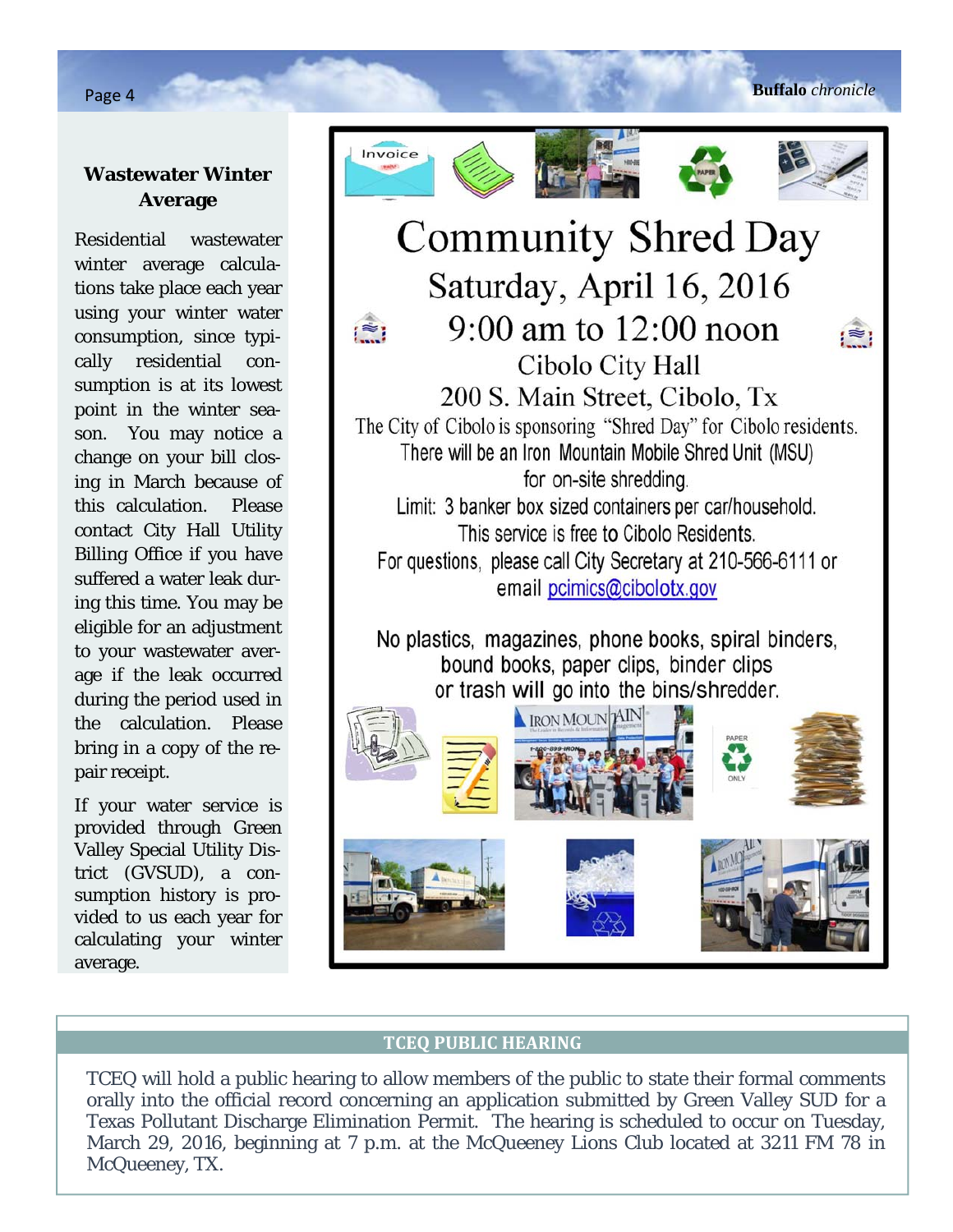## Wastewater Winter Average

Residential wastewater winter average calculations take place each year using your winter water consumption, since typically residential consumption is at its lowest point in the winter season. You may notice a change on your bill closing in March because of this calculation. Please contact City Hall Utility Billing Office if you have suffered a water leak during this time. You may be eligible for an adjustment to your wastewater average if the leak occurred during the period used in the calculation. Please bring in a copy of the repair receipt.

If your water service is provided through Green Valley Special Utility District (GVSUD), a consumption history is provided to us each year for calculating your winter average.

# Community Shred Day

## Saturday, April 16, 2016

## 9:00 am to 12:00 noon

### Cibolo City Hall

### 200 S. Main Street, Cibolo, Tx

The City of Cibolo is sponsoring "Shred Day" for Cibolo residents. There will be an Iron Mountain Mobile Shred Unit (MSU) for on-site shredding.

Limit: 3 banker box sized containers per car/household.

This service is free to Cibolo Residents.

For questions, please call City Secretary at 210-566-6111 or email pcimics@cibolotx.gov

No plastics, magazines, phone books, spiral binders, bound books, paper clips, binder clips or trash will go into the bins/shredder.

## TCEQ PUBLIC HEARING

TCEQ will hold a public hearing to allow members of the public to state their formal comments orally into the official record concerning an application submitted by Green Valley SUD for a Texas Pollutant Discharge Elimination Permit. The hearing is scheduled to occur on Tuesday, March 29, 2016, beginning at 7 p.m. at the McQueeney Lions Club located at 3211 FM 78 in McQueeney, TX.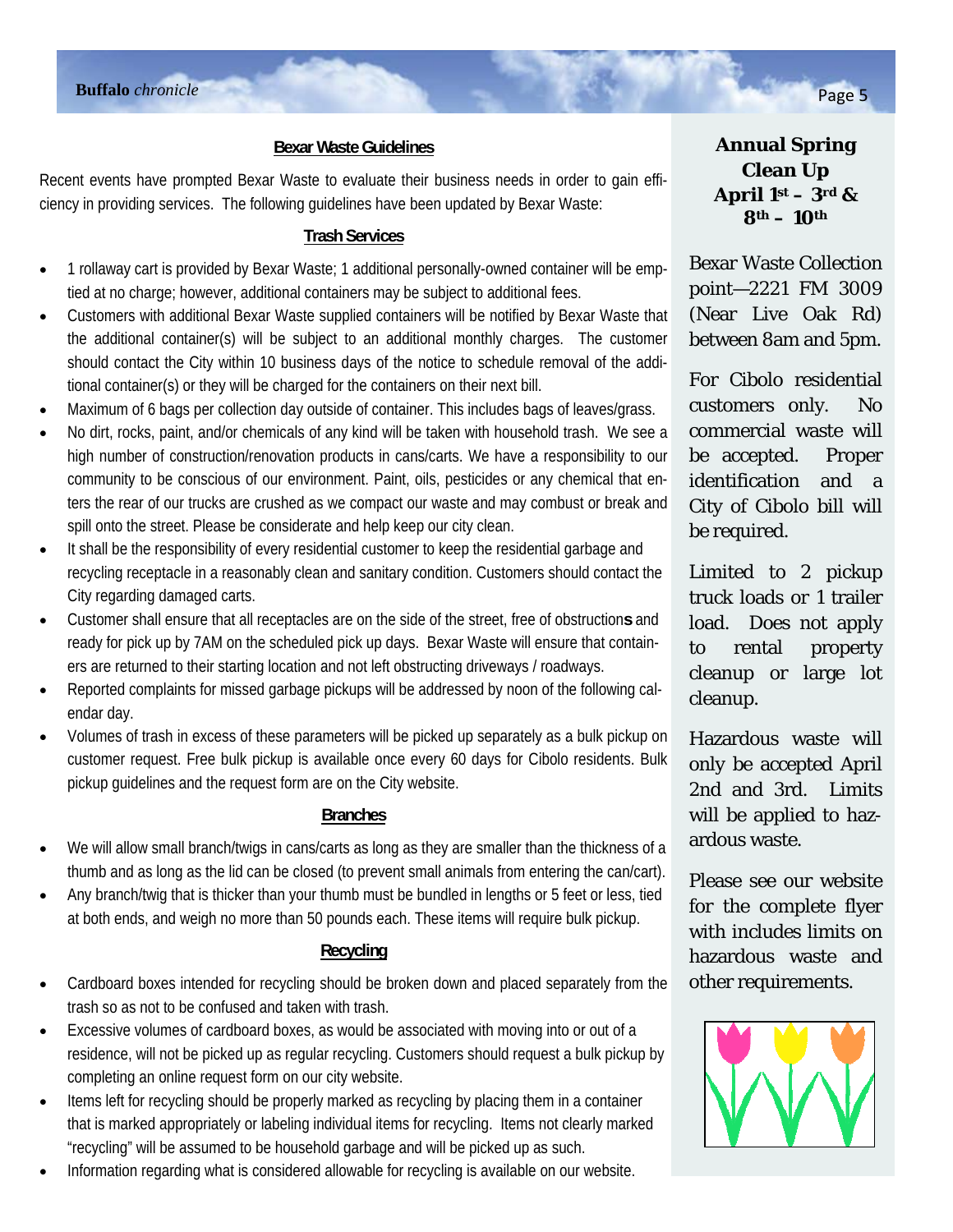## Bexar Waste Guidelines

Recent events have prompted Bexar Waste to evaluate their business needs in order to gain efficiency in providing services. The following guidelines have been updated by Bexar Waste:

### Trash Services

- 1 rollaway cart is provided by Bexar Waste; 1 additional personally-owned container will be emptied at no charge; however, additional containers may be subject to additional fees.
- Customers with additional Bexar Waste supplied containers will be notified by Bexar Waste that the additional container(s) will be subject to an additional monthly charges. The customer should contact the City within 10 business days of the notice to schedule removal of the additional container(s) or they will be charged for the containers on their next bill.
- Maximum of 6 bags per collection day outside of container. This includes bags of leaves/grass.
- No dirt, rocks, paint, and/or chemicals of any kind will be taken with household trash. We see a high number of construction/renovation products in cans/carts. We have a responsibility to our community to be conscious of our environment. Paint, oils, pesticides or any chemical that enters the rear of our trucks are crushed as we compact our waste and may combust or break and spill onto the street. Please be considerate and help keep our city clean.
- It shall be the responsibility of every residential customer to keep the residential garbage and recycling receptacle in a reasonably clean and sanitary condition. Customers should contact the City regarding damaged carts.
- Customer shall ensure that all receptacles are on the side of the street, free of obstructions and ready for pick up by 7AM on the scheduled pick up days. Bexar Waste will ensure that containers are returned to their starting location and not left obstructing driveways / roadways.
- Reported complaints for missed garbage pickups will be addressed by noon of the following calendar day.
- Volumes of trash in excess of these parameters will be picked up separately as a bulk pickup on customer request. Free bulk pickup is available once every 60 days for Cibolo residents. Bulk pickup guidelines and the request form are on the City website.

### Branches

- We will allow small branch/twigs in cans/carts as long as they are smaller than the thickness of a thumb and as long as the lid can be closed (to prevent small animals from entering the can/cart).
- Any branch/twig that is thicker than your thumb must be bundled in lengths or 5 feet or less, tied at both ends, and weigh no more than 50 pounds each. These items will require bulk pickup.

### Recycling

- Cardboard boxes intended for recycling should be broken down and placed separately from the trash so as not to be confused and taken with trash.
- Excessive volumes of cardboard boxes, as would be associated with moving into or out of a residence, will not be picked up as regular recycling. Customers should request a bulk pickup by completing an online request form on our city website.
- Items left for recycling should be properly marked as recycling by placing them in a container that is marked appropriately or labeling individual items for recycling. Items not clearly marked "recycling" will be assumed to be household garbage and will be picked up as such.
- Information regarding what is considered allowable for recycling is available on our website.

## Annual Spring Clean Up April 1st – 3rd & 8th – 10th

Bexar Waste Collection point—2221 FM 3009 (Near Live Oak Rd) between 8am and 5pm.

For Cibolo residential customers only. No commercial waste will be accepted. Proper identification and a City of Cibolo bill will be required.

Limited to 2 pickup truck loads or 1 trailer load. Does not apply to rental property cleanup or large lot cleanup.

Hazardous waste will only be accepted April 2nd and 3rd. Limits will be applied to hazardous waste.

Please see our website for the complete flyer with includes limits on hazardous waste and other requirements.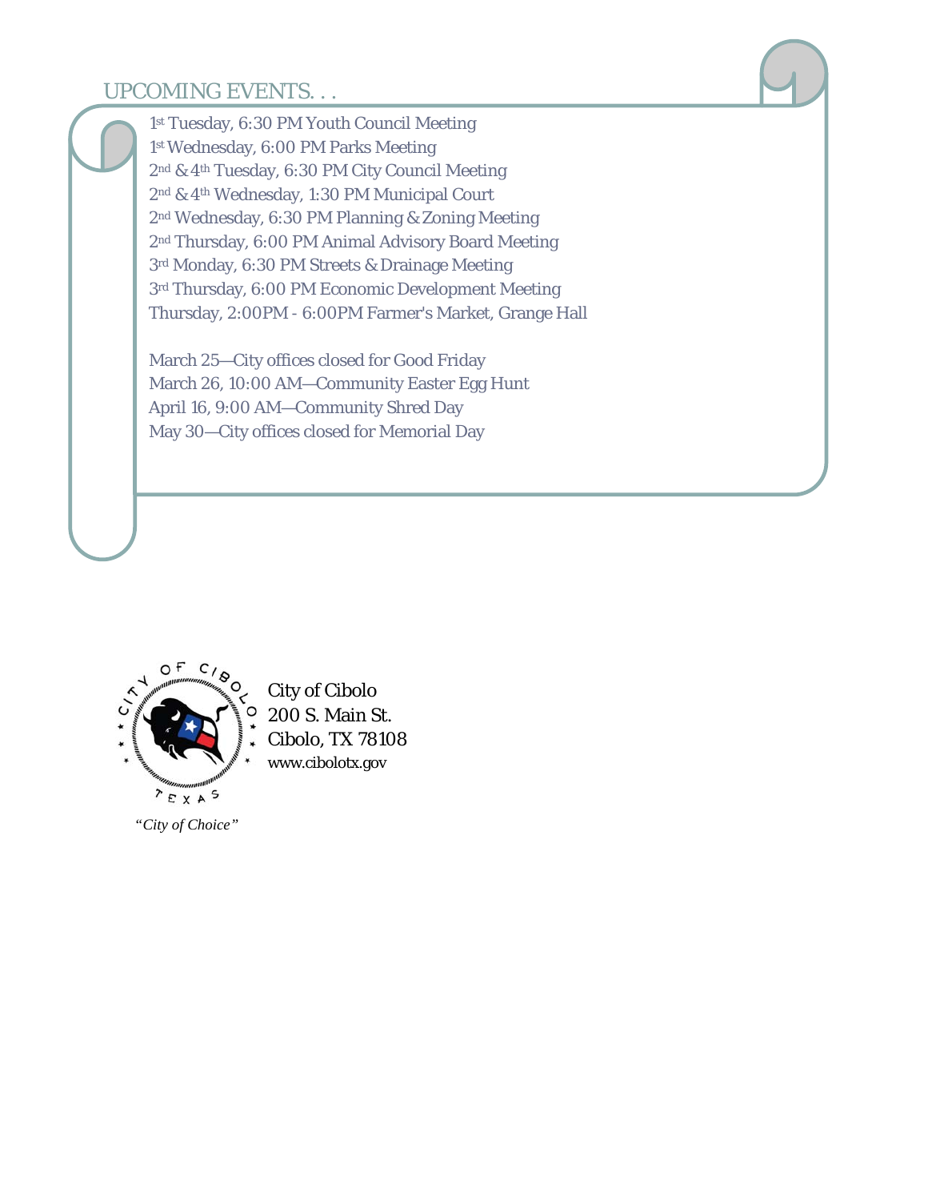## UPCOMING EVENTS. . .

1st Tuesday, 6:30 PM Youth Council Meeting
1st Wednesday, 6:00 PM Parks Meeting
2nd & 4th Tuesday, 6:30 PM City Council Meeting
2nd & 4th Wednesday, 1:30 PM Municipal Court
2nd Wednesday, 6:30 PM Planning & Zoning Meeting
2nd Thursday, 6:00 PM Animal Advisory Board Meeting
3rd Monday, 6:30 PM Streets & Drainage Meeting
3rd Thursday, 6:00 PM Economic Development Meeting
Thursday, 2:00PM - 6:00PM Farmer's Market, Grange Hall

March 25—City offices closed for Good Friday
March 26, 10:00 AM—Community Easter Egg Hunt
April 16, 9:00 AM—Community Shred Day
May 30—City offices closed for Memorial Day

City of Cibolo
200 S. Main St.
Cibolo, TX 78108
www.cibolotx.gov

*"City of Choice"*